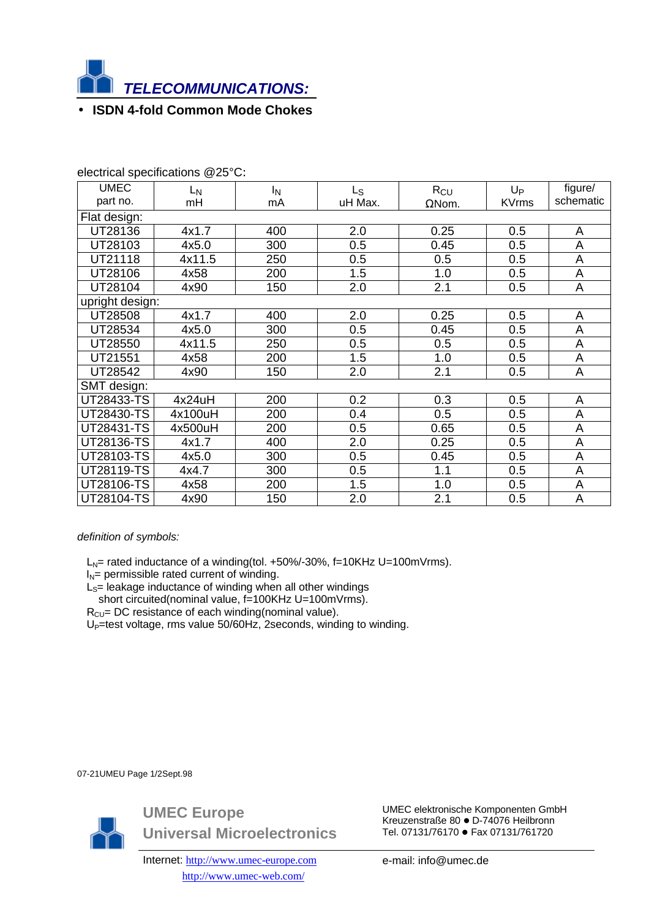# TELECOMMUNICATIONS:

- **ISDN 4-fold Common Mode Chokes**

electrical specifications @25°C:

| UMEC part no. | $L_N$ mH | $I_N$ mA | $L_S$ uH Max. | $R_{CU}$ ΩNom. | $U_P$ KVrms | figure/ schematic |
|---|---|---|---|---|---|---|
| Flat design: | | | | | | |
| UT28136 | 4x1.7 | 400 | 2.0 | 0.25 | 0.5 | A |
| UT28103 | 4x5.0 | 300 | 0.5 | 0.45 | 0.5 | A |
| UT21118 | 4x11.5 | 250 | 0.5 | 0.5 | 0.5 | A |
| UT28106 | 4x58 | 200 | 1.5 | 1.0 | 0.5 | A |
| UT28104 | 4x90 | 150 | 2.0 | 2.1 | 0.5 | A |
| upright design: | | | | | | |
| UT28508 | 4x1.7 | 400 | 2.0 | 0.25 | 0.5 | A |
| UT28534 | 4x5.0 | 300 | 0.5 | 0.45 | 0.5 | A |
| UT28550 | 4x11.5 | 250 | 0.5 | 0.5 | 0.5 | A |
| UT21551 | 4x58 | 200 | 1.5 | 1.0 | 0.5 | A |
| UT28542 | 4x90 | 150 | 2.0 | 2.1 | 0.5 | A |
| SMT design: | | | | | | |
| UT28433-TS | 4x24uH | 200 | 0.2 | 0.3 | 0.5 | A |
| UT28430-TS | 4x100uH | 200 | 0.4 | 0.5 | 0.5 | A |
| UT28431-TS | 4x500uH | 200 | 0.5 | 0.65 | 0.5 | A |
| UT28136-TS | 4x1.7 | 400 | 2.0 | 0.25 | 0.5 | A |
| UT28103-TS | 4x5.0 | 300 | 0.5 | 0.45 | 0.5 | A |
| UT28119-TS | 4x4.7 | 300 | 0.5 | 1.1 | 0.5 | A |
| UT28106-TS | 4x58 | 200 | 1.5 | 1.0 | 0.5 | A |
| UT28104-TS | 4x90 | 150 | 2.0 | 2.1 | 0.5 | A |

*definition of symbols:*

$L_N$= rated inductance of a winding(tol. +50%/-30%, f=10KHz U=100mVrms).
$I_N$= permissible rated current of winding.
$L_S$= leakage inductance of winding when all other windings short circuited(nominal value, f=100KHz U=100mVrms).
$R_{CU}$= DC resistance of each winding(nominal value).
$U_P$=test voltage, rms value 50/60Hz, 2seconds, winding to winding.

07-21UMEU Page 1/2Sept.98

**UMEC Europe**
**Universal Microelectronics**

UMEC elektronische Komponenten GmbH
Kreuzenstraße 80 ● D-74076 Heilbronn
Tel. 07131/76170 ● Fax 07131/761720

Internet: http://www.umec-europe.com
http://www.umec-web.com/

e-mail: info@umec.de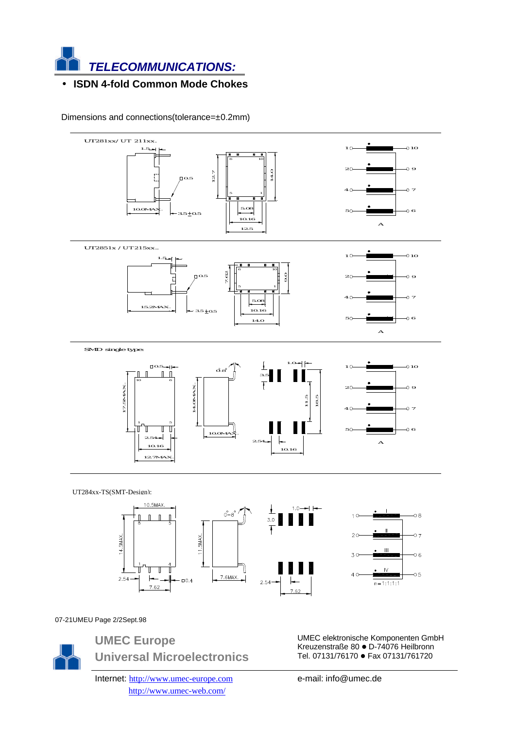## *TELECOMMUNICATIONS:*

- **ISDN 4-fold Common Mode Chokes**

Dimensions and connections(tolerance=±0.2mm)

UT281xx/ UT 211xx.

1.5
□0.5
10.0MAX.
3.5±0.5
12.7
14.0
6
10
5
1
5.08
10.16
12.5

1
10
2
9
4
7
5
6
A

UT2851x / UT215xx..

1.5
□0.5
15.2MAX.
3.5±0.5
7.62
9.0
6
10
5
1
5.08
10.16
14.0

1
10
2
9
4
7
5
6
A

SMD single type:

□0.5
17.5MAX.
10
6
1
5
2.54
10.16
12.7MAX.
0-8°
14.0MAX.
10.0MAX.
1.0
3.5
11.5
18.5
2.54
10.16

1
10
2
9
4
7
5
6
A

UT284xx-TS(SMT-Design):

10.5MAX.
14.5MAX.
8
5
1
4
2.54
7.62
□0.4
0-8°
11.5MAX.
7.6MAX.
1.0
3.0
2.54
7.62

1
I
8
2
II
7
3
III
6
4
IV
5
n=1:1:1:1

07-21UMEU Page 2/2Sept.98

**UMEC Europe**
**Universal Microelectronics**

UMEC elektronische Komponenten GmbH
Kreuzenstraße 80 ● D-74076 Heilbronn
Tel. 07131/76170 ● Fax 07131/761720

Internet: http://www.umec-europe.com
http://www.umec-web.com/

e-mail: info@umec.de